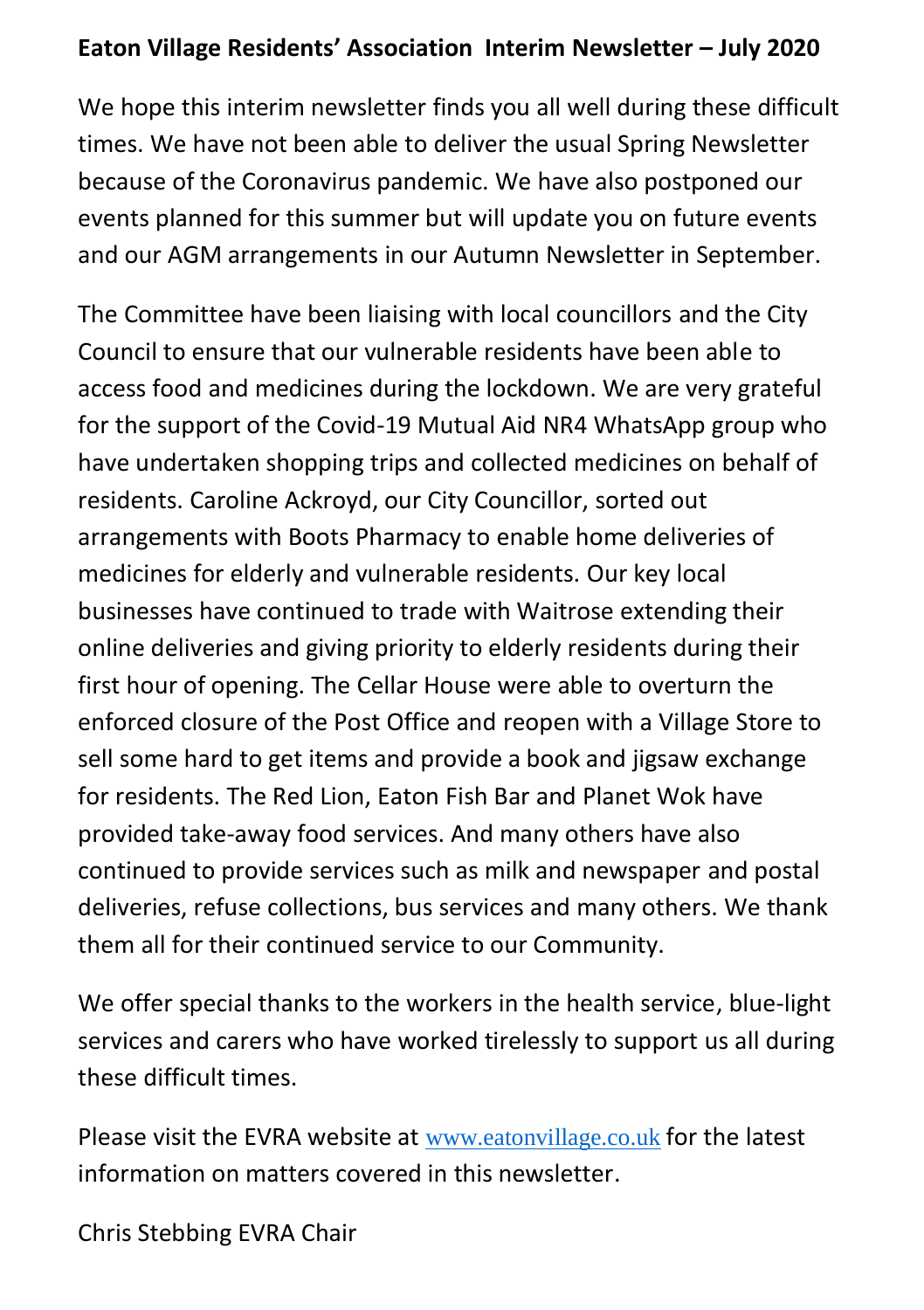**Eaton Village Residents' Association Interim Newsletter – July 2020**

We hope this interim newsletter finds you all well during these difficult times. We have not been able to deliver the usual Spring Newsletter because of the Coronavirus pandemic. We have also postponed our events planned for this summer but will update you on future events and our AGM arrangements in our Autumn Newsletter in September.

The Committee have been liaising with local councillors and the City Council to ensure that our vulnerable residents have been able to access food and medicines during the lockdown. We are very grateful for the support of the Covid-19 Mutual Aid NR4 WhatsApp group who have undertaken shopping trips and collected medicines on behalf of residents. Caroline Ackroyd, our City Councillor, sorted out arrangements with Boots Pharmacy to enable home deliveries of medicines for elderly and vulnerable residents. Our key local businesses have continued to trade with Waitrose extending their online deliveries and giving priority to elderly residents during their first hour of opening. The Cellar House were able to overturn the enforced closure of the Post Office and reopen with a Village Store to sell some hard to get items and provide a book and jigsaw exchange for residents. The Red Lion, Eaton Fish Bar and Planet Wok have provided take-away food services. And many others have also continued to provide services such as milk and newspaper and postal deliveries, refuse collections, bus services and many others. We thank them all for their continued service to our Community.

We offer special thanks to the workers in the health service, blue-light services and carers who have worked tirelessly to support us all during these difficult times.

Please visit the EVRA website at www.eatonvillage.co.uk for the latest information on matters covered in this newsletter.

Chris Stebbing EVRA Chair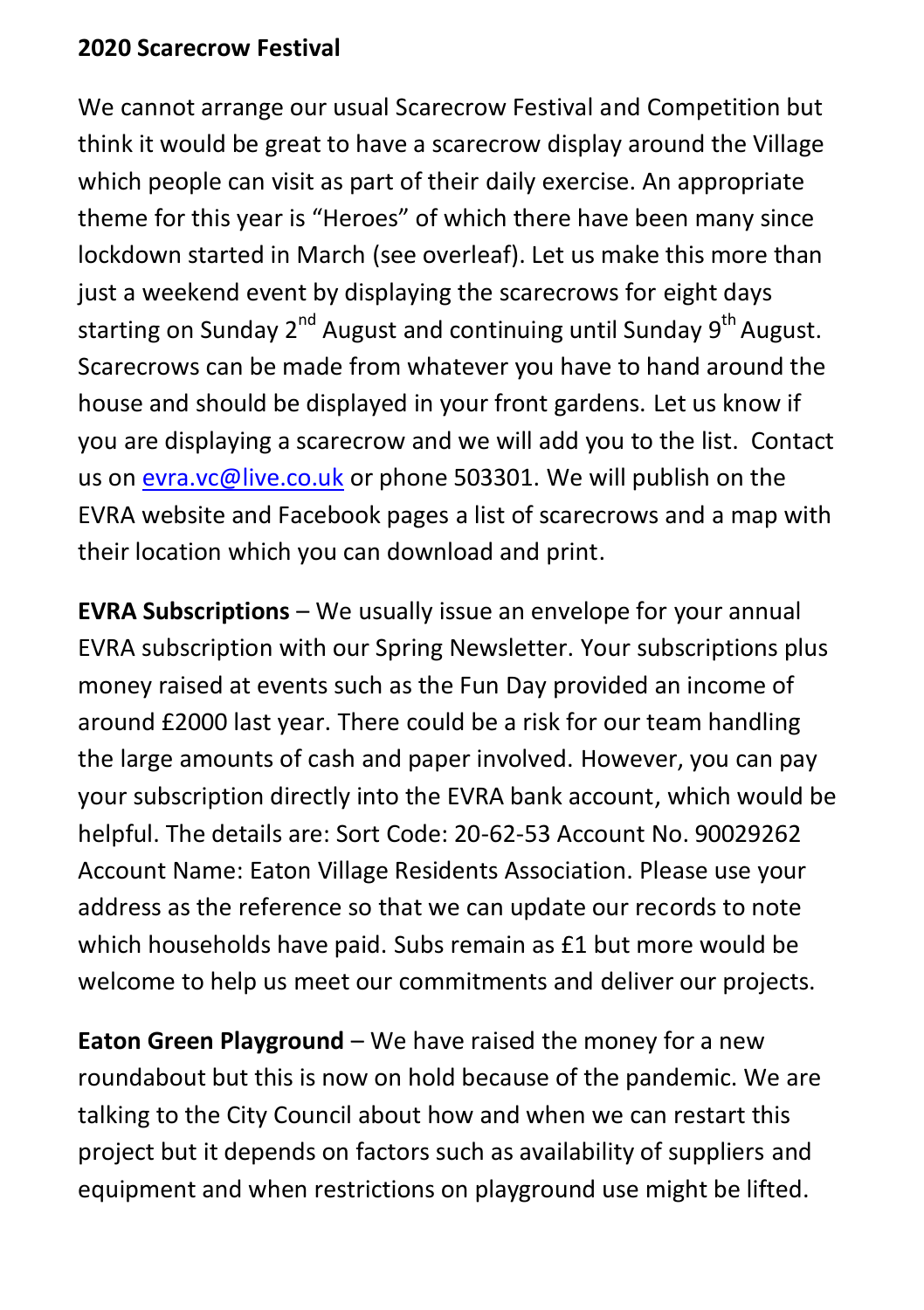**2020 Scarecrow Festival**

We cannot arrange our usual Scarecrow Festival and Competition but think it would be great to have a scarecrow display around the Village which people can visit as part of their daily exercise. An appropriate theme for this year is "Heroes" of which there have been many since lockdown started in March (see overleaf). Let us make this more than just a weekend event by displaying the scarecrows for eight days starting on Sunday 2nd August and continuing until Sunday 9th August. Scarecrows can be made from whatever you have to hand around the house and should be displayed in your front gardens. Let us know if you are displaying a scarecrow and we will add you to the list. Contact us on evra.vc@live.co.uk or phone 503301. We will publish on the EVRA website and Facebook pages a list of scarecrows and a map with their location which you can download and print.

**EVRA Subscriptions** – We usually issue an envelope for your annual EVRA subscription with our Spring Newsletter. Your subscriptions plus money raised at events such as the Fun Day provided an income of around £2000 last year. There could be a risk for our team handling the large amounts of cash and paper involved. However, you can pay your subscription directly into the EVRA bank account, which would be helpful. The details are: Sort Code: 20-62-53 Account No. 90029262 Account Name: Eaton Village Residents Association. Please use your address as the reference so that we can update our records to note which households have paid. Subs remain as £1 but more would be welcome to help us meet our commitments and deliver our projects.

**Eaton Green Playground** – We have raised the money for a new roundabout but this is now on hold because of the pandemic. We are talking to the City Council about how and when we can restart this project but it depends on factors such as availability of suppliers and equipment and when restrictions on playground use might be lifted.